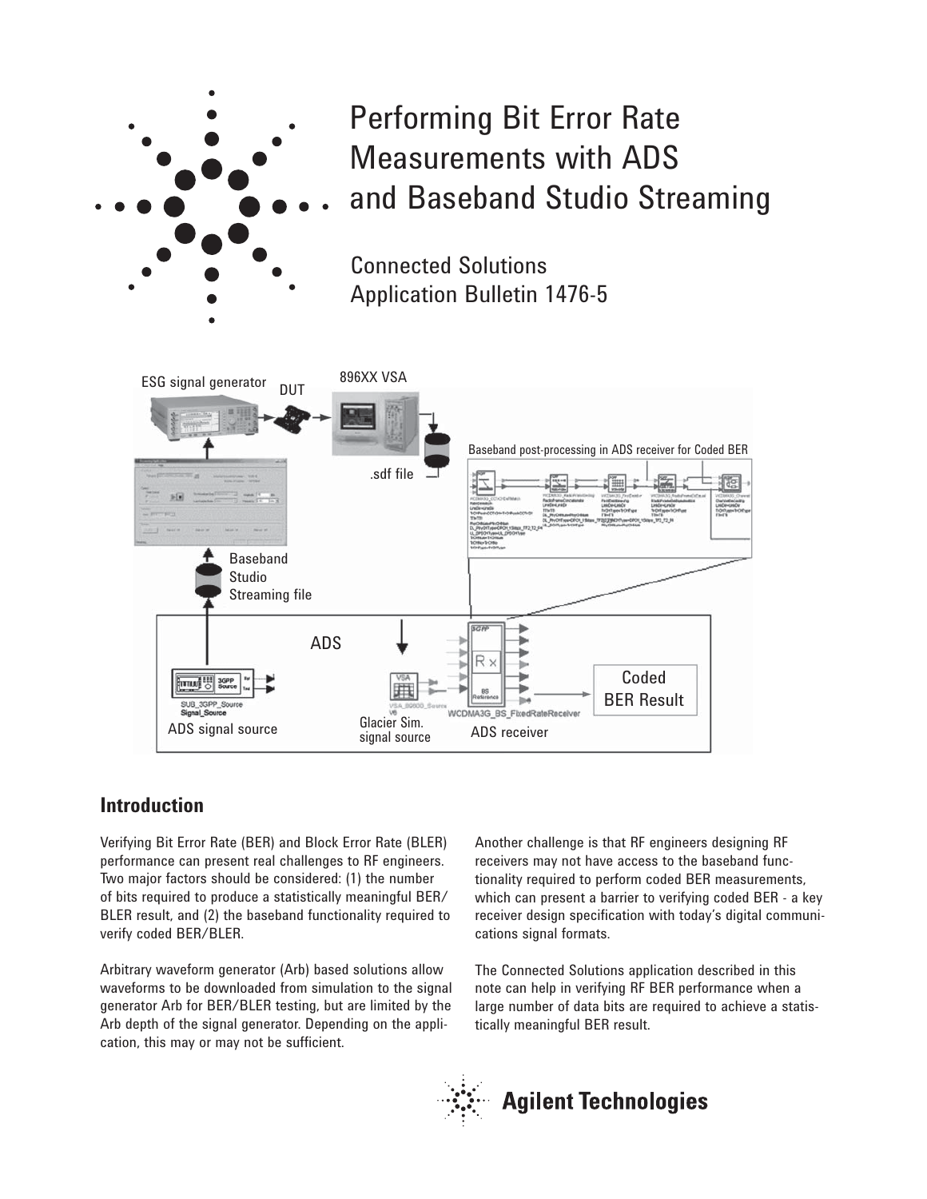# Performing Bit Error Rate Measurements with ADS and Baseband Studio Streaming

Connected Solutions
Application Bulletin 1476-5

## Introduction

Verifying Bit Error Rate (BER) and Block Error Rate (BLER) performance can present real challenges to RF engineers. Two major factors should be considered: (1) the number of bits required to produce a statistically meaningful BER/BLER result, and (2) the baseband functionality required to verify coded BER/BLER.

Arbitrary waveform generator (Arb) based solutions allow waveforms to be downloaded from simulation to the signal generator Arb for BER/BLER testing, but are limited by the Arb depth of the signal generator. Depending on the application, this may or may not be sufficient.

Another challenge is that RF engineers designing RF receivers may not have access to the baseband functionality required to perform coded BER measurements, which can present a barrier to verifying coded BER - a key receiver design specification with today's digital communications signal formats.

The Connected Solutions application described in this note can help in verifying RF BER performance when a large number of data bits are required to achieve a statistically meaningful BER result.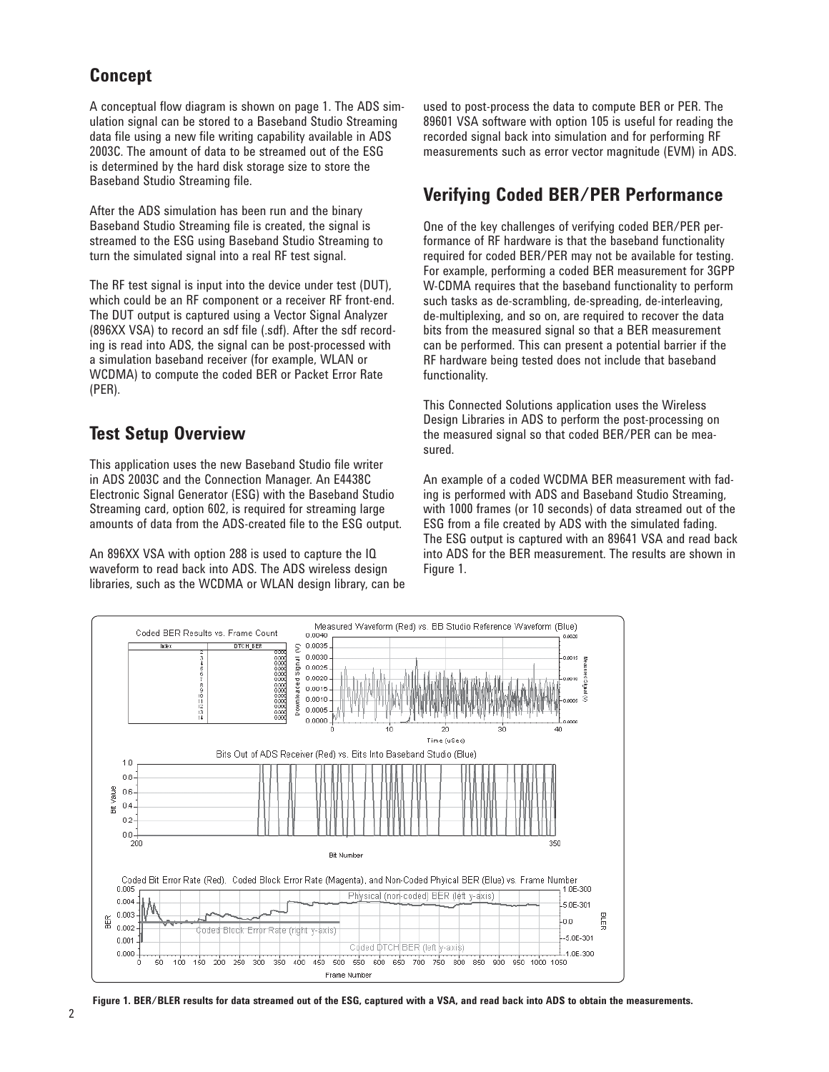## Concept

A conceptual flow diagram is shown on page 1. The ADS simulation signal can be stored to a Baseband Studio Streaming data file using a new file writing capability available in ADS 2003C. The amount of data to be streamed out of the ESG is determined by the hard disk storage size to store the Baseband Studio Streaming file.

After the ADS simulation has been run and the binary Baseband Studio Streaming file is created, the signal is streamed to the ESG using Baseband Studio Streaming to turn the simulated signal into a real RF test signal.

The RF test signal is input into the device under test (DUT), which could be an RF component or a receiver RF front-end. The DUT output is captured using a Vector Signal Analyzer (896XX VSA) to record an sdf file (.sdf). After the sdf recording is read into ADS, the signal can be post-processed with a simulation baseband receiver (for example, WLAN or WCDMA) to compute the coded BER or Packet Error Rate (PER).

## Test Setup Overview

This application uses the new Baseband Studio file writer in ADS 2003C and the Connection Manager. An E4438C Electronic Signal Generator (ESG) with the Baseband Studio Streaming card, option 602, is required for streaming large amounts of data from the ADS-created file to the ESG output.

An 896XX VSA with option 288 is used to capture the IQ waveform to read back into ADS. The ADS wireless design libraries, such as the WCDMA or WLAN design library, can be used to post-process the data to compute BER or PER. The 89601 VSA software with option 105 is useful for reading the recorded signal back into simulation and for performing RF measurements such as error vector magnitude (EVM) in ADS.

## Verifying Coded BER/PER Performance

One of the key challenges of verifying coded BER/PER performance of RF hardware is that the baseband functionality required for coded BER/PER may not be available for testing. For example, performing a coded BER measurement for 3GPP W-CDMA requires that the baseband functionality to perform such tasks as de-scrambling, de-spreading, de-interleaving, de-multiplexing, and so on, are required to recover the data bits from the measured signal so that a BER measurement can be performed. This can present a potential barrier if the RF hardware being tested does not include that baseband functionality.

This Connected Solutions application uses the Wireless Design Libraries in ADS to perform the post-processing on the measured signal so that coded BER/PER can be measured.

An example of a coded WCDMA BER measurement with fading is performed with ADS and Baseband Studio Streaming, with 1000 frames (or 10 seconds) of data streamed out of the ESG from a file created by ADS with the simulated fading. The ESG output is captured with an 89641 VSA and read back into ADS for the BER measurement. The results are shown in Figure 1.

**Figure 1. BER/BLER results for data streamed out of the ESG, captured with a VSA, and read back into ADS to obtain the measurements.**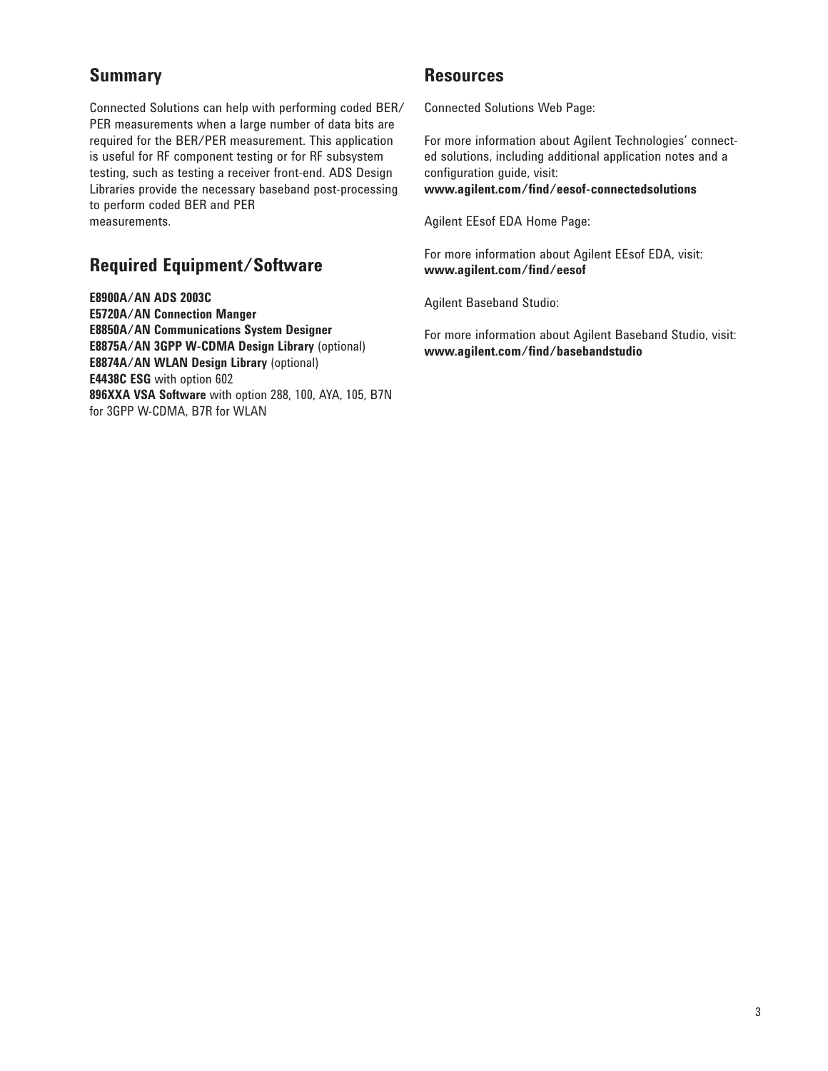## Summary

Connected Solutions can help with performing coded BER/PER measurements when a large number of data bits are required for the BER/PER measurement. This application is useful for RF component testing or for RF subsystem testing, such as testing a receiver front-end. ADS Design Libraries provide the necessary baseband post-processing to perform coded BER and PER measurements.

## Required Equipment/Software

**E8900A/AN ADS 2003C**
**E5720A/AN Connection Manger**
**E8850A/AN Communications System Designer**
**E8875A/AN 3GPP W-CDMA Design Library** (optional)
**E8874A/AN WLAN Design Library** (optional)
**E4438C ESG** with option 602
**896XXA VSA Software** with option 288, 100, AYA, 105, B7N for 3GPP W-CDMA, B7R for WLAN

## Resources

Connected Solutions Web Page:

For more information about Agilent Technologies' connected solutions, including additional application notes and a configuration guide, visit:
**www.agilent.com/find/eesof-connectedsolutions**

Agilent EEsof EDA Home Page:

For more information about Agilent EEsof EDA, visit:
**www.agilent.com/find/eesof**

Agilent Baseband Studio:

For more information about Agilent Baseband Studio, visit:
**www.agilent.com/find/basebandstudio**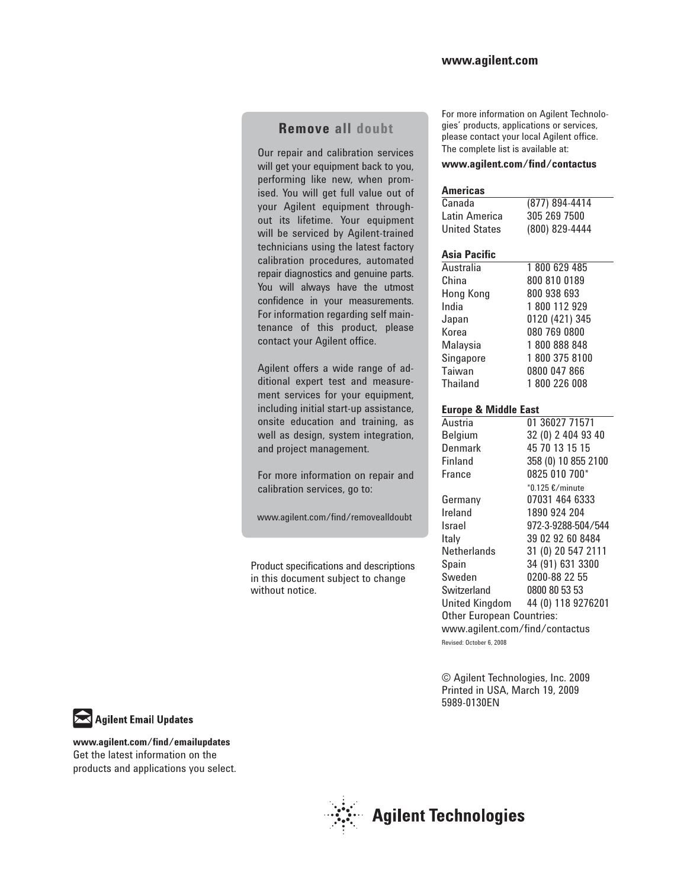www.agilent.com

## Remove all doubt

Our repair and calibration services will get your equipment back to you, performing like new, when promised. You will get full value out of your Agilent equipment throughout its lifetime. Your equipment will be serviced by Agilent-trained technicians using the latest factory calibration procedures, automated repair diagnostics and genuine parts. You will always have the utmost confidence in your measurements. For information regarding self maintenance of this product, please contact your Agilent office.

Agilent offers a wide range of additional expert test and measurement services for your equipment, including initial start-up assistance, onsite education and training, as well as design, system integration, and project management.

For more information on repair and calibration services, go to:

www.agilent.com/find/removealldoubt

Product specifications and descriptions in this document subject to change without notice.

For more information on Agilent Technologies' products, applications or services, please contact your local Agilent office. The complete list is available at:

**www.agilent.com/find/contactus**

| **Americas** | |
|---|---|
| Canada | (877) 894-4414 |
| Latin America | 305 269 7500 |
| United States | (800) 829-4444 |

| **Asia Pacific** | |
|---|---|
| Australia | 1 800 629 485 |
| China | 800 810 0189 |
| Hong Kong | 800 938 693 |
| India | 1 800 112 929 |
| Japan | 0120 (421) 345 |
| Korea | 080 769 0800 |
| Malaysia | 1 800 888 848 |
| Singapore | 1 800 375 8100 |
| Taiwan | 0800 047 866 |
| Thailand | 1 800 226 008 |

| **Europe & Middle East** | |
|---|---|
| Austria | 01 36027 71571 |
| Belgium | 32 (0) 2 404 93 40 |
| Denmark | 45 70 13 15 15 |
| Finland | 358 (0) 10 855 2100 |
| France | 0825 010 700* |
| | *0.125 €/minute |
| Germany | 07031 464 6333 |
| Ireland | 1890 924 204 |
| Israel | 972-3-9288-504/544 |
| Italy | 39 02 92 60 8484 |
| Netherlands | 31 (0) 20 547 2111 |
| Spain | 34 (91) 631 3300 |
| Sweden | 0200-88 22 55 |
| Switzerland | 0800 80 53 53 |
| United Kingdom | 44 (0) 118 9276201 |

Other European Countries:
www.agilent.com/find/contactus

Revised: October 6, 2008

© Agilent Technologies, Inc. 2009
Printed in USA, March 19, 2009
5989-0130EN

**Agilent Email Updates**

**www.agilent.com/find/emailupdates**
Get the latest information on the products and applications you select.

Agilent Technologies